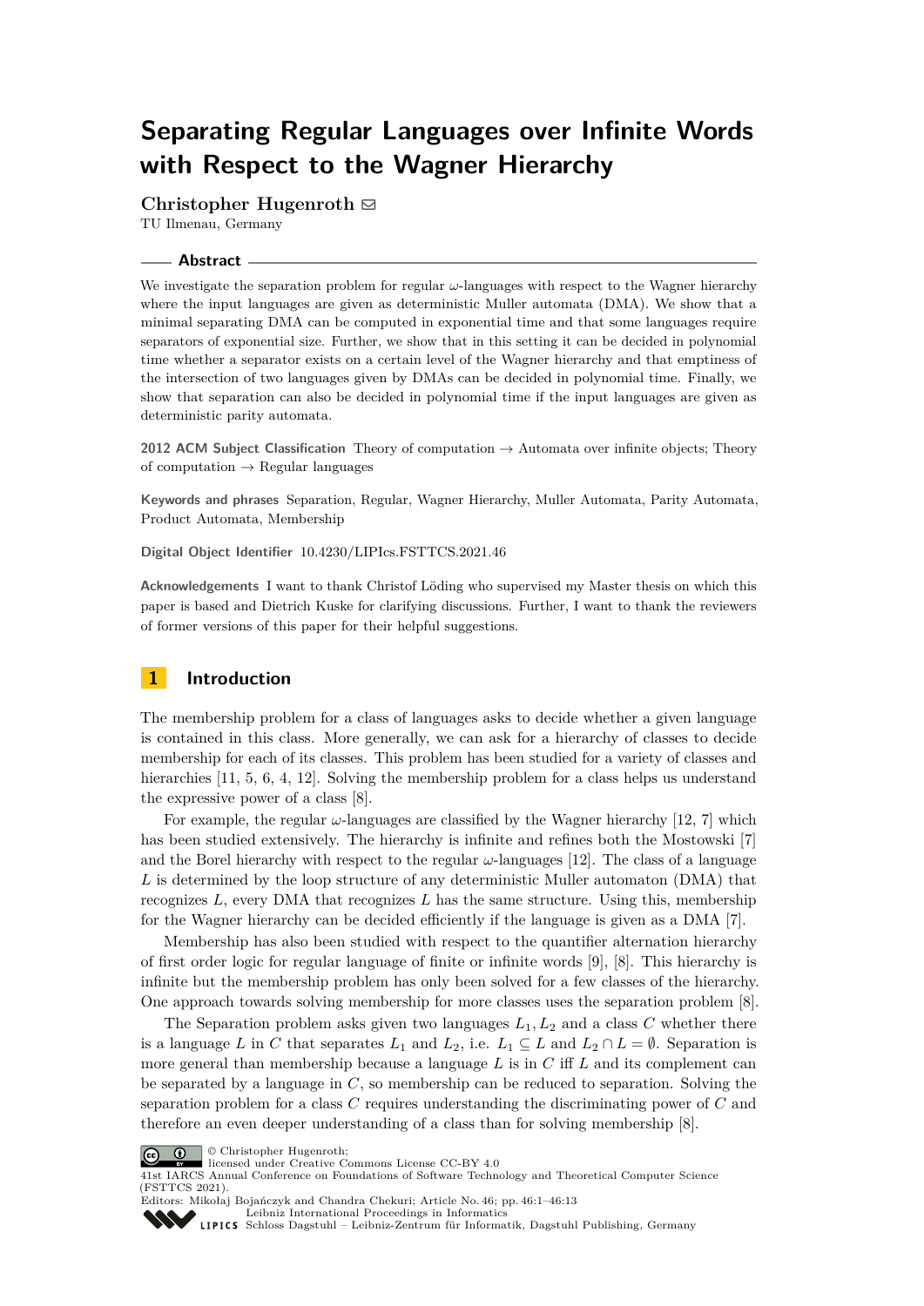# Separating Regular Languages over Infinite Words with Respect to the Wagner Hierarchy

**Christopher Hugenroth** ✉

TU Ilmenau, Germany

## Abstract

We investigate the separation problem for regular $\omega$-languages with respect to the Wagner hierarchy where the input languages are given as deterministic Muller automata (DMA). We show that a minimal separating DMA can be computed in exponential time and that some languages require separators of exponential size. Further, we show that in this setting it can be decided in polynomial time whether a separator exists on a certain level of the Wagner hierarchy and that emptiness of the intersection of two languages given by DMAs can be decided in polynomial time. Finally, we show that separation can also be decided in polynomial time if the input languages are given as deterministic parity automata.

**2012 ACM Subject Classification** Theory of computation → Automata over infinite objects; Theory of computation → Regular languages

**Keywords and phrases** Separation, Regular, Wagner Hierarchy, Muller Automata, Parity Automata, Product Automata, Membership

**Digital Object Identifier** 10.4230/LIPIcs.FSTTCS.2021.46

**Acknowledgements** I want to thank Christof Löding who supervised my Master thesis on which this paper is based and Dietrich Kuske for clarifying discussions. Further, I want to thank the reviewers of former versions of this paper for their helpful suggestions.

## 1 Introduction

The membership problem for a class of languages asks to decide whether a given language is contained in this class. More generally, we can ask for a hierarchy of classes to decide membership for each of its classes. This problem has been studied for a variety of classes and hierarchies [11, 5, 6, 4, 12]. Solving the membership problem for a class helps us understand the expressive power of a class [8].

For example, the regular $\omega$-languages are classified by the Wagner hierarchy [12, 7] which has been studied extensively. The hierarchy is infinite and refines both the Mostowski [7] and the Borel hierarchy with respect to the regular $\omega$-languages [12]. The class of a language $L$ is determined by the loop structure of any deterministic Muller automaton (DMA) that recognizes $L$, every DMA that recognizes $L$ has the same structure. Using this, membership for the Wagner hierarchy can be decided efficiently if the language is given as a DMA [7].

Membership has also been studied with respect to the quantifier alternation hierarchy of first order logic for regular language of finite or infinite words [9], [8]. This hierarchy is infinite but the membership problem has only been solved for a few classes of the hierarchy. One approach towards solving membership for more classes uses the separation problem [8].

The Separation problem asks given two languages $L_1, L_2$ and a class $C$ whether there is a language $L$ in $C$ that separates $L_1$ and $L_2$, i.e. $L_1 \subseteq L$ and $L_2 \cap L = \emptyset$. Separation is more general than membership because a language $L$ is in $C$ iff $L$ and its complement can be separated by a language in $C$, so membership can be reduced to separation. Solving the separation problem for a class $C$ requires understanding the discriminating power of $C$ and therefore an even deeper understanding of a class than for solving membership [8].

© Christopher Hugenroth;
licensed under Creative Commons License CC-BY 4.0
41st IARCS Annual Conference on Foundations of Software Technology and Theoretical Computer Science (FSTTCS 2021).
Editors: Mikołaj Bojańczyk and Chandra Chekuri; Article No. 46; pp. 46:1–46:13
Leibniz International Proceedings in Informatics
Schloss Dagstuhl – Leibniz-Zentrum für Informatik, Dagstuhl Publishing, Germany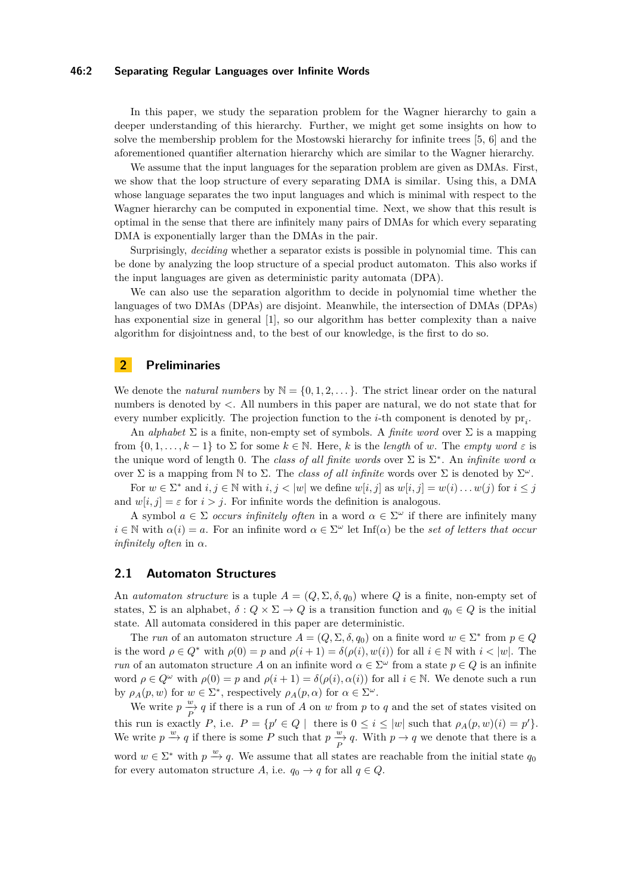In this paper, we study the separation problem for the Wagner hierarchy to gain a deeper understanding of this hierarchy. Further, we might get some insights on how to solve the membership problem for the Mostowski hierarchy for infinite trees [5, 6] and the aforementioned quantifier alternation hierarchy which are similar to the Wagner hierarchy.

We assume that the input languages for the separation problem are given as DMAs. First, we show that the loop structure of every separating DMA is similar. Using this, a DMA whose language separates the two input languages and which is minimal with respect to the Wagner hierarchy can be computed in exponential time. Next, we show that this result is optimal in the sense that there are infinitely many pairs of DMAs for which every separating DMA is exponentially larger than the DMAs in the pair.

Surprisingly, *deciding* whether a separator exists is possible in polynomial time. This can be done by analyzing the loop structure of a special product automaton. This also works if the input languages are given as deterministic parity automata (DPA).

We can also use the separation algorithm to decide in polynomial time whether the languages of two DMAs (DPAs) are disjoint. Meanwhile, the intersection of DMAs (DPAs) has exponential size in general [1], so our algorithm has better complexity than a naive algorithm for disjointness and, to the best of our knowledge, is the first to do so.

## 2 Preliminaries

We denote the *natural numbers* by $\mathbb{N} = \{0, 1, 2, \dots\}$. The strict linear order on the natural numbers is denoted by $<$. All numbers in this paper are natural, we do not state that for every number explicitly. The projection function to the $i$-th component is denoted by $\mathrm{pr}_i$.

An *alphabet* $\Sigma$ is a finite, non-empty set of symbols. A *finite word* over $\Sigma$ is a mapping from $\{0, 1, \dots, k-1\}$ to $\Sigma$ for some $k \in \mathbb{N}$. Here, $k$ is the *length* of $w$. The *empty word* $\varepsilon$ is the unique word of length 0. The *class of all finite words* over $\Sigma$ is $\Sigma^*$. An *infinite word* $\alpha$ over $\Sigma$ is a mapping from $\mathbb{N}$ to $\Sigma$. The *class of all infinite* words over $\Sigma$ is denoted by $\Sigma^\omega$.

For $w \in \Sigma^*$ and $i, j \in \mathbb{N}$ with $i, j < |w|$ we define $w[i,j]$ as $w[i,j] = w(i) \dots w(j)$ for $i \leq j$ and $w[i,j] = \varepsilon$ for $i > j$. For infinite words the definition is analogous.

A symbol $a \in \Sigma$ *occurs infinitely often* in a word $\alpha \in \Sigma^\omega$ if there are infinitely many $i \in \mathbb{N}$ with $\alpha(i) = a$. For an infinite word $\alpha \in \Sigma^\omega$ let $\mathrm{Inf}(\alpha)$ be the *set of letters that occur infinitely often* in $\alpha$.

### 2.1 Automaton Structures

An *automaton structure* is a tuple $A = (Q, \Sigma, \delta, q_0)$ where $Q$ is a finite, non-empty set of states, $\Sigma$ is an alphabet, $\delta : Q \times \Sigma \to Q$ is a transition function and $q_0 \in Q$ is the initial state. All automata considered in this paper are deterministic.

The *run* of an automaton structure $A = (Q, \Sigma, \delta, q_0)$ on a finite word $w \in \Sigma^*$ from $p \in Q$ is the word $\rho \in Q^*$ with $\rho(0) = p$ and $\rho(i+1) = \delta(\rho(i), w(i))$ for all $i \in \mathbb{N}$ with $i < |w|$. The *run* of an automaton structure $A$ on an infinite word $\alpha \in \Sigma^\omega$ from a state $p \in Q$ is an infinite word $\rho \in Q^\omega$ with $\rho(0) = p$ and $\rho(i+1) = \delta(\rho(i), \alpha(i))$ for all $i \in \mathbb{N}$. We denote such a run by $\rho_A(p, w)$ for $w \in \Sigma^*$, respectively $\rho_A(p, \alpha)$ for $\alpha \in \Sigma^\omega$.

We write $p \xrightarrow[P]{w} q$ if there is a run of $A$ on $w$ from $p$ to $q$ and the set of states visited on this run is exactly $P$, i.e. $P = \{p' \in Q \mid$ there is $0 \leq i \leq |w|$ such that $\rho_A(p, w)(i) = p'\}$. We write $p \xrightarrow{w} q$ if there is some $P$ such that $p \xrightarrow[P]{w} q$. With $p \to q$ we denote that there is a word $w \in \Sigma^*$ with $p \xrightarrow{w} q$. We assume that all states are reachable from the initial state $q_0$ for every automaton structure $A$, i.e. $q_0 \to q$ for all $q \in Q$.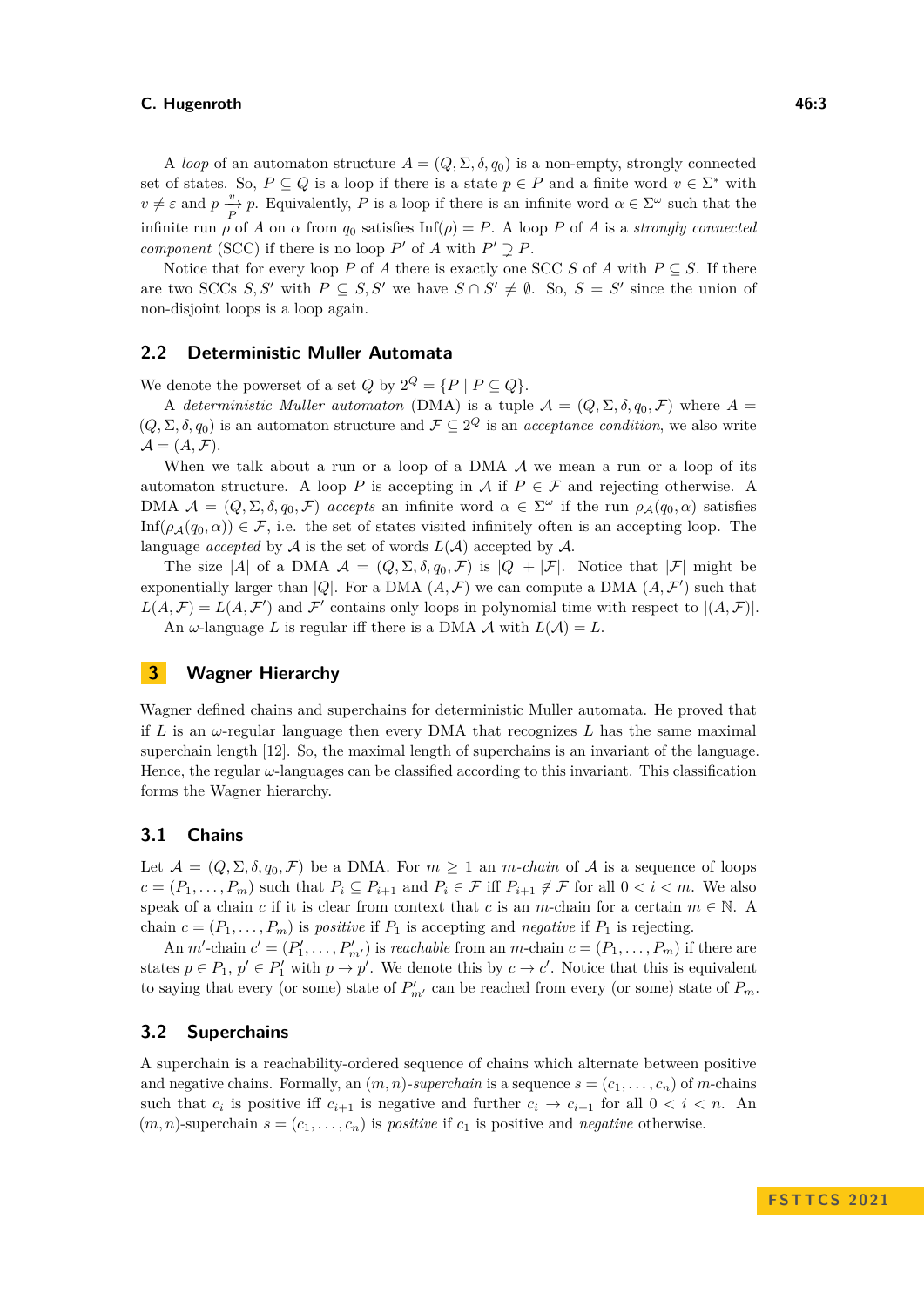A *loop* of an automaton structure $A = (Q, \Sigma, \delta, q_0)$ is a non-empty, strongly connected set of states. So, $P \subseteq Q$ is a loop if there is a state $p \in P$ and a finite word $v \in \Sigma^*$ with $v \neq \varepsilon$ and $p \xrightarrow[P]{v} p$. Equivalently, $P$ is a loop if there is an infinite word $\alpha \in \Sigma^\omega$ such that the infinite run $\rho$ of $A$ on $\alpha$ from $q_0$ satisfies $\mathrm{Inf}(\rho) = P$. A loop $P$ of $A$ is a *strongly connected component* (SCC) if there is no loop $P'$ of $A$ with $P' \supsetneq P$.

Notice that for every loop $P$ of $A$ there is exactly one SCC $S$ of $A$ with $P \subseteq S$. If there are two SCCs $S, S'$ with $P \subseteq S, S'$ we have $S \cap S' \neq \emptyset$. So, $S = S'$ since the union of non-disjoint loops is a loop again.

## 2.2 Deterministic Muller Automata

We denote the powerset of a set $Q$ by $2^Q = \{P \mid P \subseteq Q\}$.

A *deterministic Muller automaton* (DMA) is a tuple $\mathcal{A} = (Q, \Sigma, \delta, q_0, \mathcal{F})$ where $A = (Q, \Sigma, \delta, q_0)$ is an automaton structure and $\mathcal{F} \subseteq 2^Q$ is an *acceptance condition*, we also write $\mathcal{A} = (A, \mathcal{F})$.

When we talk about a run or a loop of a DMA $\mathcal{A}$ we mean a run or a loop of its automaton structure. A loop $P$ is accepting in $\mathcal{A}$ if $P \in \mathcal{F}$ and rejecting otherwise. A DMA $\mathcal{A} = (Q, \Sigma, \delta, q_0, \mathcal{F})$ *accepts* an infinite word $\alpha \in \Sigma^\omega$ if the run $\rho_{\mathcal{A}}(q_0, \alpha)$ satisfies $\mathrm{Inf}(\rho_{\mathcal{A}}(q_0, \alpha)) \in \mathcal{F}$, i.e. the set of states visited infinitely often is an accepting loop. The language *accepted* by $\mathcal{A}$ is the set of words $L(\mathcal{A})$ accepted by $\mathcal{A}$.

The size $|\mathcal{A}|$ of a DMA $\mathcal{A} = (Q, \Sigma, \delta, q_0, \mathcal{F})$ is $|Q| + |\mathcal{F}|$. Notice that $|\mathcal{F}|$ might be exponentially larger than $|Q|$. For a DMA $(A, \mathcal{F})$ we can compute a DMA $(A, \mathcal{F}')$ such that $L(A, \mathcal{F}) = L(A, \mathcal{F}')$ and $\mathcal{F}'$ contains only loops in polynomial time with respect to $|(A, \mathcal{F})|$.

An $\omega$-language $L$ is regular iff there is a DMA $\mathcal{A}$ with $L(\mathcal{A}) = L$.

# 3 Wagner Hierarchy

Wagner defined chains and superchains for deterministic Muller automata. He proved that if $L$ is an $\omega$-regular language then every DMA that recognizes $L$ has the same maximal superchain length [12]. So, the maximal length of superchains is an invariant of the language. Hence, the regular $\omega$-languages can be classified according to this invariant. This classification forms the Wagner hierarchy.

## 3.1 Chains

Let $\mathcal{A} = (Q, \Sigma, \delta, q_0, \mathcal{F})$ be a DMA. For $m \geq 1$ an *$m$-chain* of $\mathcal{A}$ is a sequence of loops $c = (P_1, \dots, P_m)$ such that $P_i \subseteq P_{i+1}$ and $P_i \in \mathcal{F}$ iff $P_{i+1} \notin \mathcal{F}$ for all $0 < i < m$. We also speak of a chain $c$ if it is clear from context that $c$ is an $m$-chain for a certain $m \in \mathbb{N}$. A chain $c = (P_1, \dots, P_m)$ is *positive* if $P_1$ is accepting and *negative* if $P_1$ is rejecting.

An $m'$-chain $c' = (P'_1, \dots, P'_{m'})$ is *reachable* from an $m$-chain $c = (P_1, \dots, P_m)$ if there are states $p \in P_1$, $p' \in P'_1$ with $p \to p'$. We denote this by $c \to c'$. Notice that this is equivalent to saying that every (or some) state of $P'_{m'}$ can be reached from every (or some) state of $P_m$.

## 3.2 Superchains

A superchain is a reachability-ordered sequence of chains which alternate between positive and negative chains. Formally, an *$(m, n)$-superchain* is a sequence $s = (c_1, \dots, c_n)$ of $m$-chains such that $c_i$ is positive iff $c_{i+1}$ is negative and further $c_i \to c_{i+1}$ for all $0 < i < n$. An $(m, n)$-superchain $s = (c_1, \dots, c_n)$ is *positive* if $c_1$ is positive and *negative* otherwise.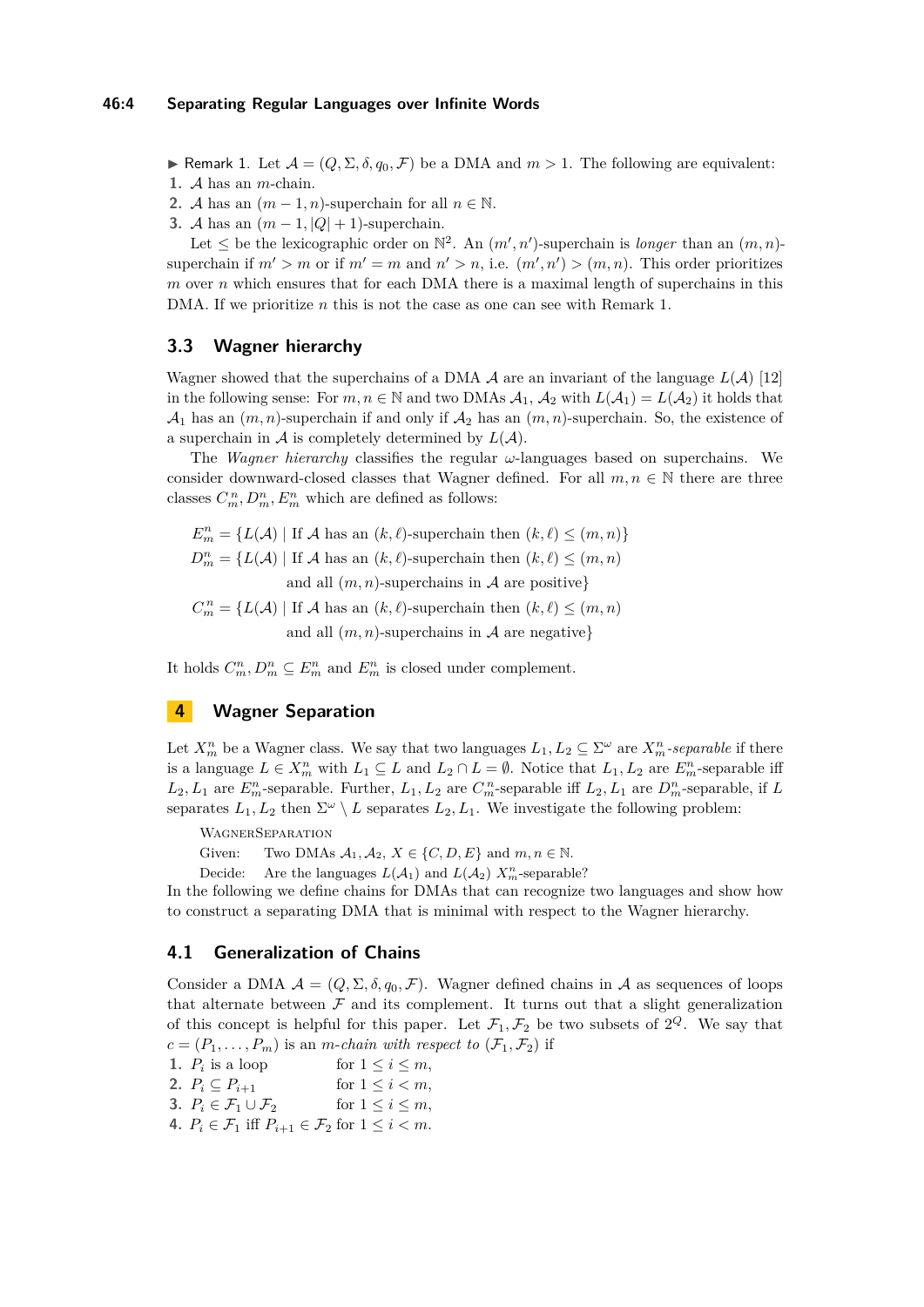▶ Remark 1. Let $\mathcal{A} = (Q, \Sigma, \delta, q_0, \mathcal{F})$ be a DMA and $m > 1$. The following are equivalent:

1. $\mathcal{A}$ has an $m$-chain.
2. $\mathcal{A}$ has an $(m-1, n)$-superchain for all $n \in \mathbb{N}$.
3. $\mathcal{A}$ has an $(m-1, |Q|+1)$-superchain.

Let $\leq$ be the lexicographic order on $\mathbb{N}^2$. An $(m', n')$-superchain is *longer* than an $(m, n)$-superchain if $m' > m$ or if $m' = m$ and $n' > n$, i.e. $(m', n') > (m, n)$. This order prioritizes $m$ over $n$ which ensures that for each DMA there is a maximal length of superchains in this DMA. If we prioritize $n$ this is not the case as one can see with Remark 1.

## 3.3 Wagner hierarchy

Wagner showed that the superchains of a DMA $\mathcal{A}$ are an invariant of the language $L(\mathcal{A})$ [12] in the following sense: For $m, n \in \mathbb{N}$ and two DMAs $\mathcal{A}_1, \mathcal{A}_2$ with $L(\mathcal{A}_1) = L(\mathcal{A}_2)$ it holds that $\mathcal{A}_1$ has an $(m, n)$-superchain if and only if $\mathcal{A}_2$ has an $(m, n)$-superchain. So, the existence of a superchain in $\mathcal{A}$ is completely determined by $L(\mathcal{A})$.

The *Wagner hierarchy* classifies the regular $\omega$-languages based on superchains. We consider downward-closed classes that Wagner defined. For all $m, n \in \mathbb{N}$ there are three classes $C_m^n, D_m^n, E_m^n$ which are defined as follows:

$$
\begin{aligned}
E_m^n &= \{L(\mathcal{A}) \mid \text{If } \mathcal{A} \text{ has an } (k, \ell)\text{-superchain then } (k, \ell) \leq (m, n)\} \\
D_m^n &= \{L(\mathcal{A}) \mid \text{If } \mathcal{A} \text{ has an } (k, \ell)\text{-superchain then } (k, \ell) \leq (m, n) \\
&\qquad \text{and all } (m, n)\text{-superchains in } \mathcal{A} \text{ are positive}\} \\
C_m^n &= \{L(\mathcal{A}) \mid \text{If } \mathcal{A} \text{ has an } (k, \ell)\text{-superchain then } (k, \ell) \leq (m, n) \\
&\qquad \text{and all } (m, n)\text{-superchains in } \mathcal{A} \text{ are negative}\}
\end{aligned}
$$

It holds $C_m^n, D_m^n \subseteq E_m^n$ and $E_m^n$ is closed under complement.

# 4 Wagner Separation

Let $X_m^n$ be a Wagner class. We say that two languages $L_1, L_2 \subseteq \Sigma^\omega$ are $X_m^n$*-separable* if there is a language $L \in X_m^n$ with $L_1 \subseteq L$ and $L_2 \cap L = \emptyset$. Notice that $L_1, L_2$ are $E_m^n$-separable iff $L_2, L_1$ are $E_m^n$-separable. Further, $L_1, L_2$ are $C_m^n$-separable iff $L_2, L_1$ are $D_m^n$-separable, if $L$ separates $L_1, L_2$ then $\Sigma^\omega \setminus L$ separates $L_2, L_1$. We investigate the following problem:

WagnerSeparation
Given: Two DMAs $\mathcal{A}_1, \mathcal{A}_2$, $X \in \{C, D, E\}$ and $m, n \in \mathbb{N}$.
Decide: Are the languages $L(\mathcal{A}_1)$ and $L(\mathcal{A}_2)$ $X_m^n$-separable?

In the following we define chains for DMAs that can recognize two languages and show how to construct a separating DMA that is minimal with respect to the Wagner hierarchy.

## 4.1 Generalization of Chains

Consider a DMA $\mathcal{A} = (Q, \Sigma, \delta, q_0, \mathcal{F})$. Wagner defined chains in $\mathcal{A}$ as sequences of loops that alternate between $\mathcal{F}$ and its complement. It turns out that a slight generalization of this concept is helpful for this paper. Let $\mathcal{F}_1, \mathcal{F}_2$ be two subsets of $2^Q$. We say that $c = (P_1, \ldots, P_m)$ is an *$m$-chain with respect to* $(\mathcal{F}_1, \mathcal{F}_2)$ if

1. $P_i$ is a loop for $1 \leq i \leq m$,
2. $P_i \subseteq P_{i+1}$ for $1 \leq i < m$,
3. $P_i \in \mathcal{F}_1 \cup \mathcal{F}_2$ for $1 \leq i \leq m$,
4. $P_i \in \mathcal{F}_1$ iff $P_{i+1} \in \mathcal{F}_2$ for $1 \leq i < m$.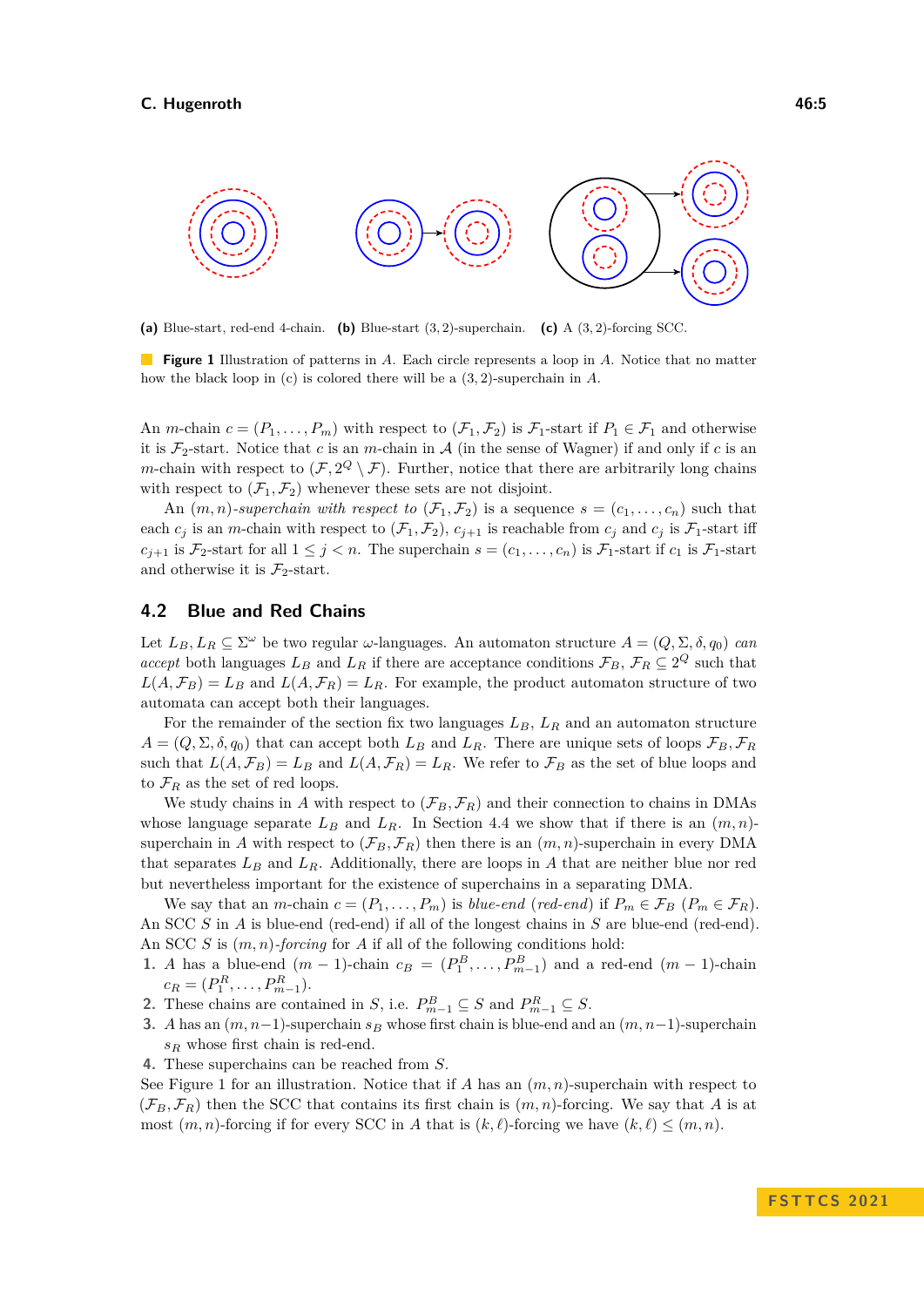(a) Blue-start, red-end 4-chain. (b) Blue-start $(3,2)$-superchain. (c) A $(3,2)$-forcing SCC.

**Figure 1** Illustration of patterns in $A$. Each circle represents a loop in $A$. Notice that no matter how the black loop in (c) is colored there will be a $(3,2)$-superchain in $A$.

An $m$-chain $c = (P_1, \dots, P_m)$ with respect to $(\mathcal{F}_1, \mathcal{F}_2)$ is $\mathcal{F}_1$-start if $P_1 \in \mathcal{F}_1$ and otherwise it is $\mathcal{F}_2$-start. Notice that $c$ is an $m$-chain in $\mathcal{A}$ (in the sense of Wagner) if and only if $c$ is an $m$-chain with respect to $(\mathcal{F}, 2^Q \setminus \mathcal{F})$. Further, notice that there are arbitrarily long chains with respect to $(\mathcal{F}_1, \mathcal{F}_2)$ whenever these sets are not disjoint.

An $(m,n)$-*superchain with respect to* $(\mathcal{F}_1, \mathcal{F}_2)$ is a sequence $s = (c_1, \dots, c_n)$ such that each $c_j$ is an $m$-chain with respect to $(\mathcal{F}_1, \mathcal{F}_2)$, $c_{j+1}$ is reachable from $c_j$ and $c_j$ is $\mathcal{F}_1$-start iff $c_{j+1}$ is $\mathcal{F}_2$-start for all $1 \leq j < n$. The superchain $s = (c_1, \dots, c_n)$ is $\mathcal{F}_1$-start if $c_1$ is $\mathcal{F}_1$-start and otherwise it is $\mathcal{F}_2$-start.

## 4.2 Blue and Red Chains

Let $L_B, L_R \subseteq \Sigma^\omega$ be two regular $\omega$-languages. An automaton structure $A = (Q, \Sigma, \delta, q_0)$ *can accept* both languages $L_B$ and $L_R$ if there are acceptance conditions $\mathcal{F}_B$, $\mathcal{F}_R \subseteq 2^Q$ such that $L(A, \mathcal{F}_B) = L_B$ and $L(A, \mathcal{F}_R) = L_R$. For example, the product automaton structure of two automata can accept both their languages.

For the remainder of the section fix two languages $L_B$, $L_R$ and an automaton structure $A = (Q, \Sigma, \delta, q_0)$ that can accept both $L_B$ and $L_R$. There are unique sets of loops $\mathcal{F}_B, \mathcal{F}_R$ such that $L(A, \mathcal{F}_B) = L_B$ and $L(A, \mathcal{F}_R) = L_R$. We refer to $\mathcal{F}_B$ as the set of blue loops and to $\mathcal{F}_R$ as the set of red loops.

We study chains in $A$ with respect to $(\mathcal{F}_B, \mathcal{F}_R)$ and their connection to chains in DMAs whose language separate $L_B$ and $L_R$. In Section 4.4 we show that if there is an $(m,n)$-superchain in $A$ with respect to $(\mathcal{F}_B, \mathcal{F}_R)$ then there is an $(m,n)$-superchain in every DMA that separates $L_B$ and $L_R$. Additionally, there are loops in $A$ that are neither blue nor red but nevertheless important for the existence of superchains in a separating DMA.

We say that an $m$-chain $c = (P_1, \dots, P_m)$ is *blue-end* (*red-end*) if $P_m \in \mathcal{F}_B$ ($P_m \in \mathcal{F}_R$). An SCC $S$ in $A$ is blue-end (red-end) if all of the longest chains in $S$ are blue-end (red-end). An SCC $S$ is $(m,n)$-*forcing* for $A$ if all of the following conditions hold:

1. $A$ has a blue-end $(m-1)$-chain $c_B = (P^B_1, \dots, P^B_{m-1})$ and a red-end $(m-1)$-chain $c_R = (P^R_1, \dots, P^R_{m-1})$.
2. These chains are contained in $S$, i.e. $P^B_{m-1} \subseteq S$ and $P^R_{m-1} \subseteq S$.
3. $A$ has an $(m, n-1)$-superchain $s_B$ whose first chain is blue-end and an $(m, n-1)$-superchain $s_R$ whose first chain is red-end.
4. These superchains can be reached from $S$.

See Figure 1 for an illustration. Notice that if $A$ has an $(m,n)$-superchain with respect to $(\mathcal{F}_B, \mathcal{F}_R)$ then the SCC that contains its first chain is $(m,n)$-forcing. We say that $A$ is at most $(m,n)$-forcing if for every SCC in $A$ that is $(k,\ell)$-forcing we have $(k,\ell) \leq (m,n)$.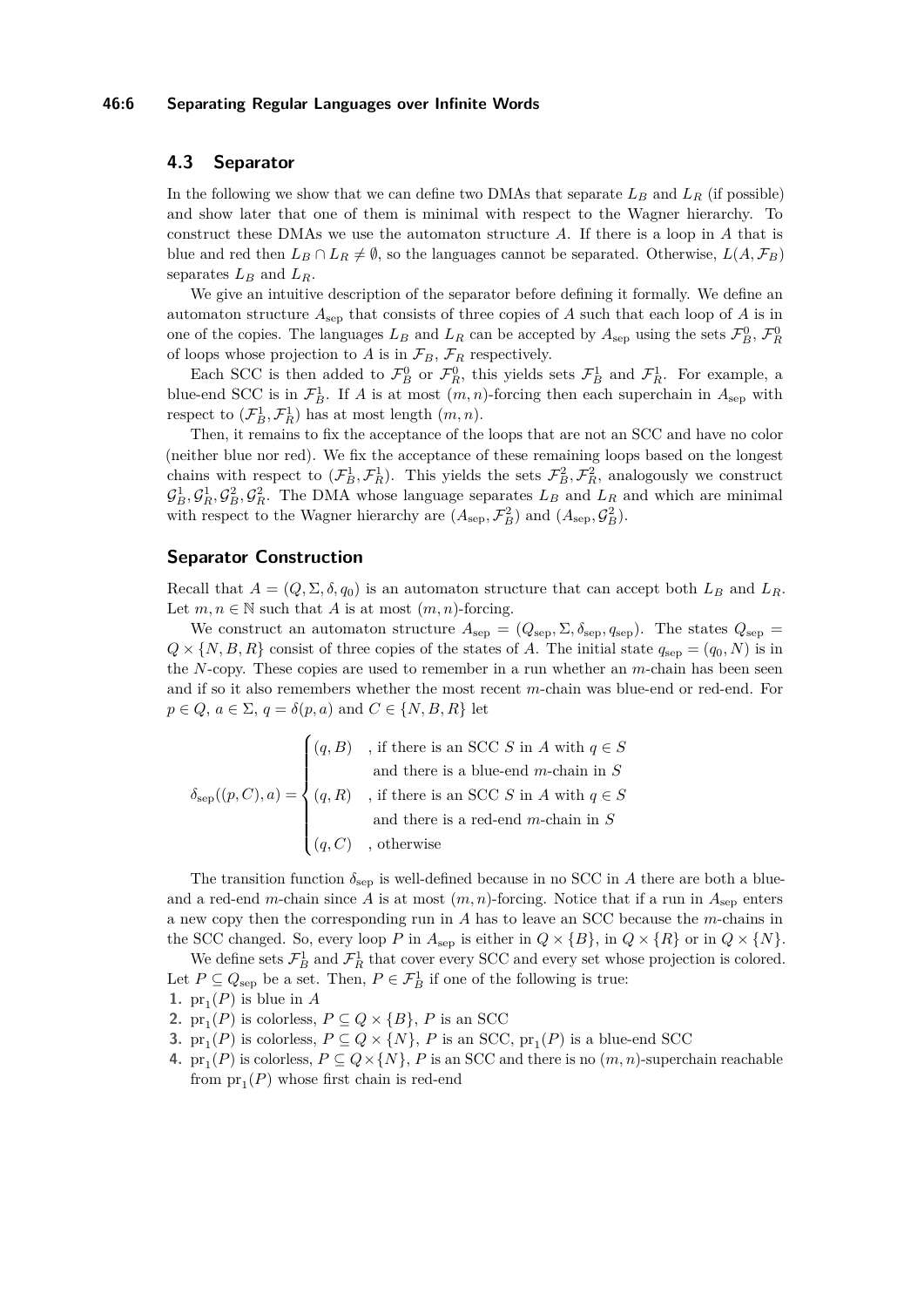## 4.3 Separator

In the following we show that we can define two DMAs that separate $L_B$ and $L_R$ (if possible) and show later that one of them is minimal with respect to the Wagner hierarchy. To construct these DMAs we use the automaton structure $A$. If there is a loop in $A$ that is blue and red then $L_B \cap L_R \neq \emptyset$, so the languages cannot be separated. Otherwise, $L(A, \mathcal{F}_B)$ separates $L_B$ and $L_R$.

We give an intuitive description of the separator before defining it formally. We define an automaton structure $A_{\text{sep}}$ that consists of three copies of $A$ such that each loop of $A$ is in one of the copies. The languages $L_B$ and $L_R$ can be accepted by $A_{\text{sep}}$ using the sets $\mathcal{F}_B^0$, $\mathcal{F}_R^0$ of loops whose projection to $A$ is in $\mathcal{F}_B$, $\mathcal{F}_R$ respectively.

Each SCC is then added to $\mathcal{F}_B^0$ or $\mathcal{F}_R^0$, this yields sets $\mathcal{F}_B^1$ and $\mathcal{F}_R^1$. For example, a blue-end SCC is in $\mathcal{F}_B^1$. If $A$ is at most $(m,n)$-forcing then each superchain in $A_{\text{sep}}$ with respect to $(\mathcal{F}_B^1, \mathcal{F}_R^1)$ has at most length $(m,n)$.

Then, it remains to fix the acceptance of the loops that are not an SCC and have no color (neither blue nor red). We fix the acceptance of these remaining loops based on the longest chains with respect to $(\mathcal{F}_B^1, \mathcal{F}_R^1)$. This yields the sets $\mathcal{F}_B^2, \mathcal{F}_R^2$, analogously we construct $\mathcal{G}_B^1, \mathcal{G}_R^1, \mathcal{G}_B^2, \mathcal{G}_R^2$. The DMA whose language separates $L_B$ and $L_R$ and which are minimal with respect to the Wagner hierarchy are $(A_{\text{sep}}, \mathcal{F}_B^2)$ and $(A_{\text{sep}}, \mathcal{G}_B^2)$.

### Separator Construction

Recall that $A = (Q, \Sigma, \delta, q_0)$ is an automaton structure that can accept both $L_B$ and $L_R$. Let $m, n \in \mathbb{N}$ such that $A$ is at most $(m,n)$-forcing.

We construct an automaton structure $A_{\text{sep}} = (Q_{\text{sep}}, \Sigma, \delta_{\text{sep}}, q_{\text{sep}})$. The states $Q_{\text{sep}} = Q \times \{N, B, R\}$ consist of three copies of the states of $A$. The initial state $q_{\text{sep}} = (q_0, N)$ is in the $N$-copy. These copies are used to remember in a run whether an $m$-chain has been seen and if so it also remembers whether the most recent $m$-chain was blue-end or red-end. For $p \in Q$, $a \in \Sigma$, $q = \delta(p, a)$ and $C \in \{N, B, R\}$ let

$$\delta_{\text{sep}}((p,C),a) = \begin{cases} (q,B) & \text{, if there is an SCC } S \text{ in } A \text{ with } q \in S \\ & \quad \text{and there is a blue-end } m\text{-chain in } S \\ (q,R) & \text{, if there is an SCC } S \text{ in } A \text{ with } q \in S \\ & \quad \text{and there is a red-end } m\text{-chain in } S \\ (q,C) & \text{, otherwise} \end{cases}$$

The transition function $\delta_{\text{sep}}$ is well-defined because in no SCC in $A$ there are both a blue- and a red-end $m$-chain since $A$ is at most $(m,n)$-forcing. Notice that if a run in $A_{\text{sep}}$ enters a new copy then the corresponding run in $A$ has to leave an SCC because the $m$-chains in the SCC changed. So, every loop $P$ in $A_{\text{sep}}$ is either in $Q \times \{B\}$, in $Q \times \{R\}$ or in $Q \times \{N\}$.

We define sets $\mathcal{F}_B^1$ and $\mathcal{F}_R^1$ that cover every SCC and every set whose projection is colored. Let $P \subseteq Q_{\text{sep}}$ be a set. Then, $P \in \mathcal{F}_B^1$ if one of the following is true:

1. $\text{pr}_1(P)$ is blue in $A$
2. $\text{pr}_1(P)$ is colorless, $P \subseteq Q \times \{B\}$, $P$ is an SCC
3. $\text{pr}_1(P)$ is colorless, $P \subseteq Q \times \{N\}$, $P$ is an SCC, $\text{pr}_1(P)$ is a blue-end SCC
4. $\text{pr}_1(P)$ is colorless, $P \subseteq Q \times \{N\}$, $P$ is an SCC and there is no $(m,n)$-superchain reachable from $\text{pr}_1(P)$ whose first chain is red-end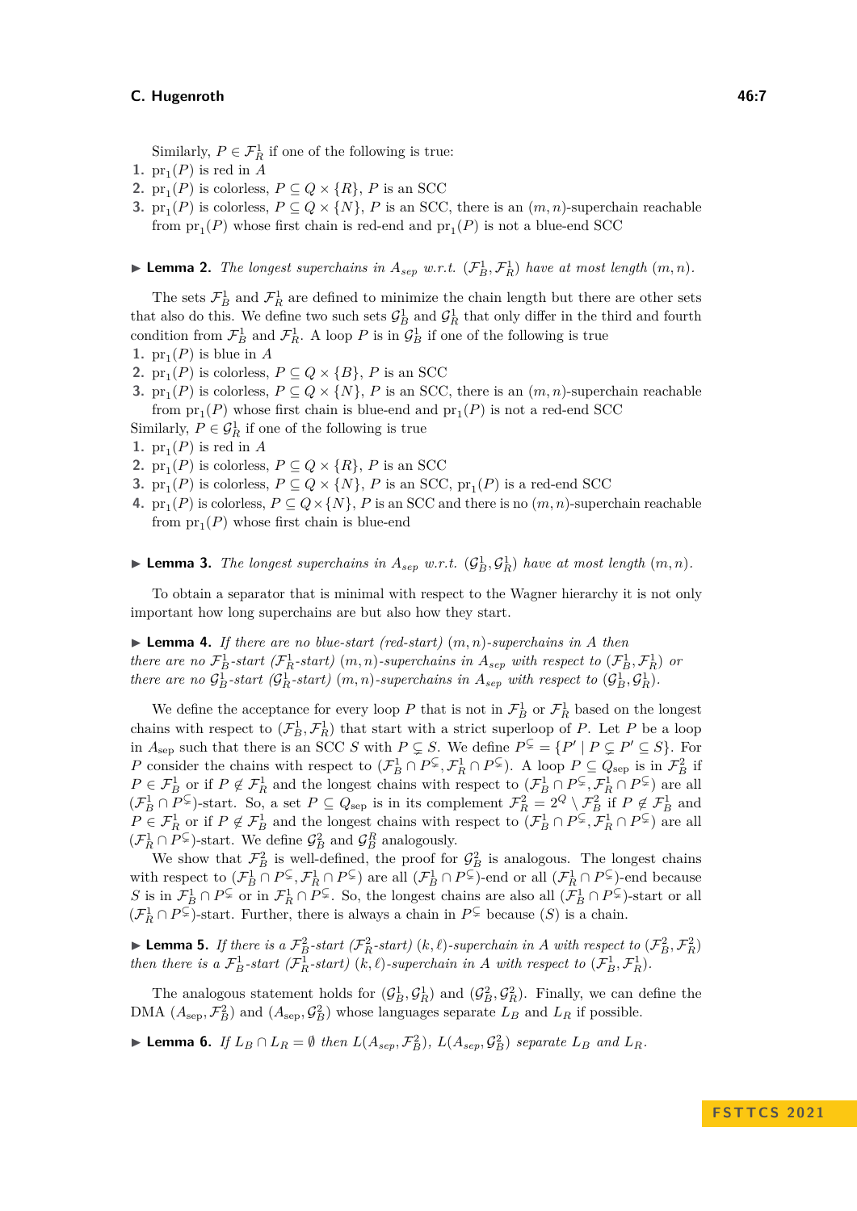Similarly, $P \in \mathcal{F}_R^1$ if one of the following is true:

1. $\mathrm{pr}_1(P)$ is red in $A$
2. $\mathrm{pr}_1(P)$ is colorless, $P \subseteq Q \times \{R\}$, $P$ is an SCC
3. $\mathrm{pr}_1(P)$ is colorless, $P \subseteq Q \times \{N\}$, $P$ is an SCC, there is an $(m,n)$-superchain reachable from $\mathrm{pr}_1(P)$ whose first chain is red-end and $\mathrm{pr}_1(P)$ is not a blue-end SCC

▶ **Lemma 2.** *The longest superchains in $A_{sep}$ w.r.t. $(\mathcal{F}_B^1, \mathcal{F}_R^1)$ have at most length $(m,n)$.*

The sets $\mathcal{F}_B^1$ and $\mathcal{F}_R^1$ are defined to minimize the chain length but there are other sets that also do this. We define two such sets $\mathcal{G}_B^1$ and $\mathcal{G}_R^1$ that only differ in the third and fourth condition from $\mathcal{F}_B^1$ and $\mathcal{F}_R^1$. A loop $P$ is in $\mathcal{G}_B^1$ if one of the following is true

1. $\mathrm{pr}_1(P)$ is blue in $A$
2. $\mathrm{pr}_1(P)$ is colorless, $P \subseteq Q \times \{B\}$, $P$ is an SCC
3. $\mathrm{pr}_1(P)$ is colorless, $P \subseteq Q \times \{N\}$, $P$ is an SCC, there is an $(m,n)$-superchain reachable from $\mathrm{pr}_1(P)$ whose first chain is blue-end and $\mathrm{pr}_1(P)$ is not a red-end SCC

Similarly, $P \in \mathcal{G}_R^1$ if one of the following is true

1. $\mathrm{pr}_1(P)$ is red in $A$
2. $\mathrm{pr}_1(P)$ is colorless, $P \subseteq Q \times \{R\}$, $P$ is an SCC
3. $\mathrm{pr}_1(P)$ is colorless, $P \subseteq Q \times \{N\}$, $P$ is an SCC, $\mathrm{pr}_1(P)$ is a red-end SCC
4. $\mathrm{pr}_1(P)$ is colorless, $P \subseteq Q \times \{N\}$, $P$ is an SCC and there is no $(m,n)$-superchain reachable from $\mathrm{pr}_1(P)$ whose first chain is blue-end

▶ **Lemma 3.** *The longest superchains in $A_{sep}$ w.r.t. $(\mathcal{G}_B^1, \mathcal{G}_R^1)$ have at most length $(m,n)$.*

To obtain a separator that is minimal with respect to the Wagner hierarchy it is not only important how long superchains are but also how they start.

▶ **Lemma 4.** *If there are no blue-start (red-start) $(m,n)$-superchains in $A$ then there are no $\mathcal{F}_B^1$-start ($\mathcal{F}_R^1$-start) $(m,n)$-superchains in $A_{sep}$ with respect to $(\mathcal{F}_B^1, \mathcal{F}_R^1)$ or there are no $\mathcal{G}_B^1$-start ($\mathcal{G}_R^1$-start) $(m,n)$-superchains in $A_{sep}$ with respect to $(\mathcal{G}_B^1, \mathcal{G}_R^1)$.*

We define the acceptance for every loop $P$ that is not in $\mathcal{F}_B^1$ or $\mathcal{F}_R^1$ based on the longest chains with respect to $(\mathcal{F}_B^1, \mathcal{F}_R^1)$ that start with a strict superloop of $P$. Let $P$ be a loop in $A_{\text{sep}}$ such that there is an SCC $S$ with $P \subsetneq S$. We define $P^{\subsetneq} = \{P' \mid P \subsetneq P' \subseteq S\}$. For $P$ consider the chains with respect to $(\mathcal{F}_B^1 \cap P^{\subsetneq}, \mathcal{F}_R^1 \cap P^{\subsetneq})$. A loop $P \subseteq Q_{\text{sep}}$ is in $\mathcal{F}_B^2$ if $P \in \mathcal{F}_B^1$ or if $P \notin \mathcal{F}_R^1$ and the longest chains with respect to $(\mathcal{F}_B^1 \cap P^{\subsetneq}, \mathcal{F}_R^1 \cap P^{\subsetneq})$ are all $(\mathcal{F}_B^1 \cap P^{\subsetneq})$-start. So, a set $P \subseteq Q_{\text{sep}}$ is in its complement $\mathcal{F}_R^2 = 2^Q \setminus \mathcal{F}_B^2$ if $P \notin \mathcal{F}_B^1$ and $P \in \mathcal{F}_R^1$ or if $P \notin \mathcal{F}_B^1$ and the longest chains with respect to $(\mathcal{F}_B^1 \cap P^{\subsetneq}, \mathcal{F}_R^1 \cap P^{\subsetneq})$ are all $(\mathcal{F}_R^1 \cap P^{\subsetneq})$-start. We define $\mathcal{G}_B^2$ and $\mathcal{G}_B^R$ analogously.

We show that $\mathcal{F}_B^2$ is well-defined, the proof for $\mathcal{G}_B^2$ is analogous. The longest chains with respect to $(\mathcal{F}_B^1 \cap P^{\subsetneq}, \mathcal{F}_R^1 \cap P^{\subsetneq})$ are all $(\mathcal{F}_B^1 \cap P^{\subsetneq})$-end or all $(\mathcal{F}_R^1 \cap P^{\subsetneq})$-end because $S$ is in $\mathcal{F}_B^1 \cap P^{\subsetneq}$ or in $\mathcal{F}_R^1 \cap P^{\subsetneq}$. So, the longest chains are also all $(\mathcal{F}_B^1 \cap P^{\subsetneq})$-start or all $(\mathcal{F}_R^1 \cap P^{\subsetneq})$-start. Further, there is always a chain in $P^{\subsetneq}$ because $(S)$ is a chain.

▶ **Lemma 5.** *If there is a $\mathcal{F}_B^2$-start ($\mathcal{F}_R^2$-start) $(k,\ell)$-superchain in $A$ with respect to $(\mathcal{F}_B^2, \mathcal{F}_R^2)$ then there is a $\mathcal{F}_B^1$-start ($\mathcal{F}_R^1$-start) $(k,\ell)$-superchain in $A$ with respect to $(\mathcal{F}_B^1, \mathcal{F}_R^1)$.*

The analogous statement holds for $(\mathcal{G}_B^1, \mathcal{G}_R^1)$ and $(\mathcal{G}_B^2, \mathcal{G}_R^2)$. Finally, we can define the DMA $(A_{\text{sep}}, \mathcal{F}_B^2)$ and $(A_{\text{sep}}, \mathcal{G}_B^2)$ whose languages separate $L_B$ and $L_R$ if possible.

▶ **Lemma 6.** *If $L_B \cap L_R = \emptyset$ then $L(A_{sep}, \mathcal{F}_B^2)$, $L(A_{sep}, \mathcal{G}_B^2)$ separate $L_B$ and $L_R$.*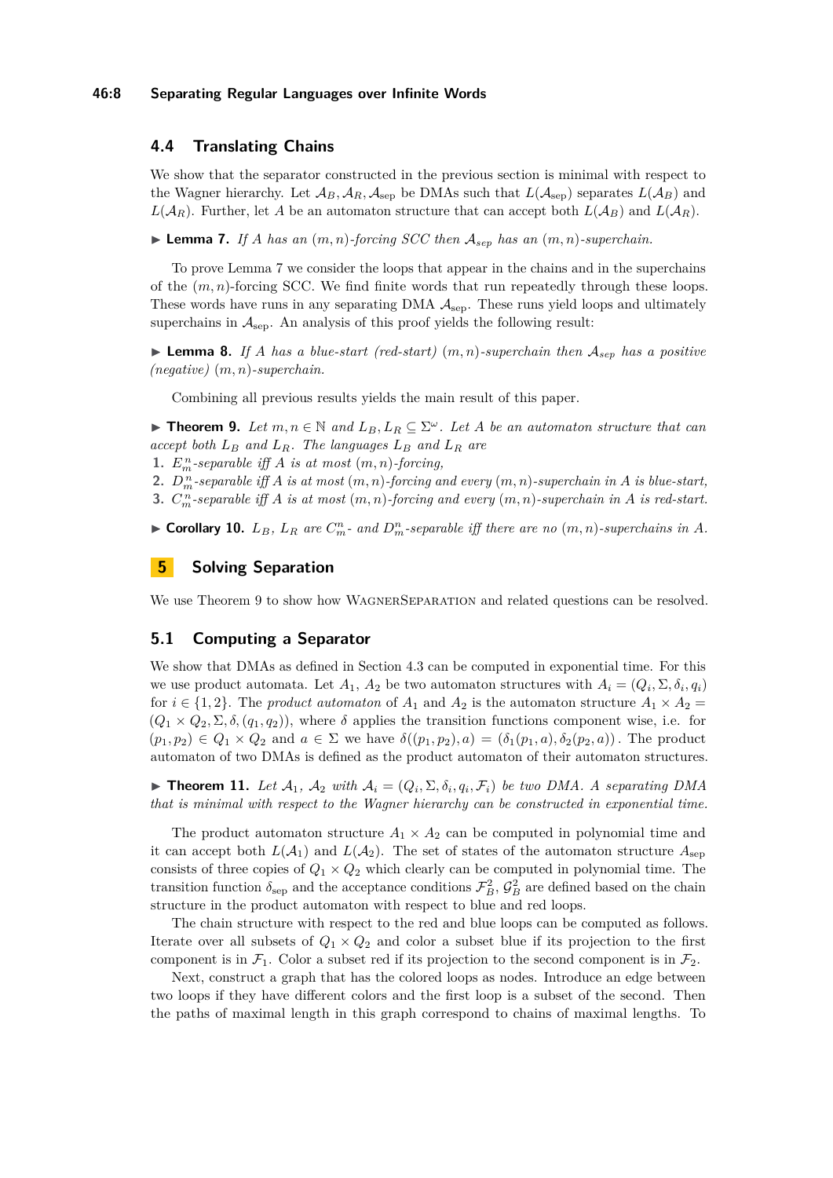### 4.4 Translating Chains

We show that the separator constructed in the previous section is minimal with respect to the Wagner hierarchy. Let $\mathcal{A}_B, \mathcal{A}_R, \mathcal{A}_{\text{sep}}$ be DMAs such that $L(\mathcal{A}_{\text{sep}})$ separates $L(\mathcal{A}_B)$ and $L(\mathcal{A}_R)$. Further, let $A$ be an automaton structure that can accept both $L(\mathcal{A}_B)$ and $L(\mathcal{A}_R)$.

▶ **Lemma 7.** *If $A$ has an $(m,n)$-forcing SCC then $\mathcal{A}_{sep}$ has an $(m,n)$-superchain.*

To prove Lemma 7 we consider the loops that appear in the chains and in the superchains of the $(m,n)$-forcing SCC. We find finite words that run repeatedly through these loops. These words have runs in any separating DMA $\mathcal{A}_{\text{sep}}$. These runs yield loops and ultimately superchains in $\mathcal{A}_{\text{sep}}$. An analysis of this proof yields the following result:

▶ **Lemma 8.** *If $A$ has a blue-start (red-start) $(m,n)$-superchain then $\mathcal{A}_{sep}$ has a positive (negative) $(m,n)$-superchain.*

Combining all previous results yields the main result of this paper.

▶ **Theorem 9.** *Let $m,n \in \mathbb{N}$ and $L_B, L_R \subseteq \Sigma^\omega$. Let $A$ be an automaton structure that can accept both $L_B$ and $L_R$. The languages $L_B$ and $L_R$ are*

1. *$E_m^n$-separable iff $A$ is at most $(m,n)$-forcing,*
2. *$D_m^n$-separable iff $A$ is at most $(m,n)$-forcing and every $(m,n)$-superchain in $A$ is blue-start,*
3. *$C_m^n$-separable iff $A$ is at most $(m,n)$-forcing and every $(m,n)$-superchain in $A$ is red-start.*

▶ **Corollary 10.** *$L_B$, $L_R$ are $C_m^n$- and $D_m^n$-separable iff there are no $(m,n)$-superchains in $A$.*

## 5 Solving Separation

We use Theorem 9 to show how WagnerSeparation and related questions can be resolved.

### 5.1 Computing a Separator

We show that DMAs as defined in Section 4.3 can be computed in exponential time. For this we use product automata. Let $A_1$, $A_2$ be two automaton structures with $A_i = (Q_i, \Sigma, \delta_i, q_i)$ for $i \in \{1,2\}$. The *product automaton* of $A_1$ and $A_2$ is the automaton structure $A_1 \times A_2 = (Q_1 \times Q_2, \Sigma, \delta, (q_1, q_2))$, where $\delta$ applies the transition functions component wise, i.e. for $(p_1, p_2) \in Q_1 \times Q_2$ and $a \in \Sigma$ we have $\delta((p_1,p_2),a) = (\delta_1(p_1,a), \delta_2(p_2,a))$. The product automaton of two DMAs is defined as the product automaton of their automaton structures.

▶ **Theorem 11.** *Let $\mathcal{A}_1$, $\mathcal{A}_2$ with $\mathcal{A}_i = (Q_i, \Sigma, \delta_i, q_i, \mathcal{F}_i)$ be two DMA. A separating DMA that is minimal with respect to the Wagner hierarchy can be constructed in exponential time.*

The product automaton structure $A_1 \times A_2$ can be computed in polynomial time and it can accept both $L(\mathcal{A}_1)$ and $L(\mathcal{A}_2)$. The set of states of the automaton structure $A_{\text{sep}}$ consists of three copies of $Q_1 \times Q_2$ which clearly can be computed in polynomial time. The transition function $\delta_{\text{sep}}$ and the acceptance conditions $\mathcal{F}_B^2$, $\mathcal{G}_B^2$ are defined based on the chain structure in the product automaton with respect to blue and red loops.

The chain structure with respect to the red and blue loops can be computed as follows. Iterate over all subsets of $Q_1 \times Q_2$ and color a subset blue if its projection to the first component is in $\mathcal{F}_1$. Color a subset red if its projection to the second component is in $\mathcal{F}_2$.

Next, construct a graph that has the colored loops as nodes. Introduce an edge between two loops if they have different colors and the first loop is a subset of the second. Then the paths of maximal length in this graph correspond to chains of maximal lengths. To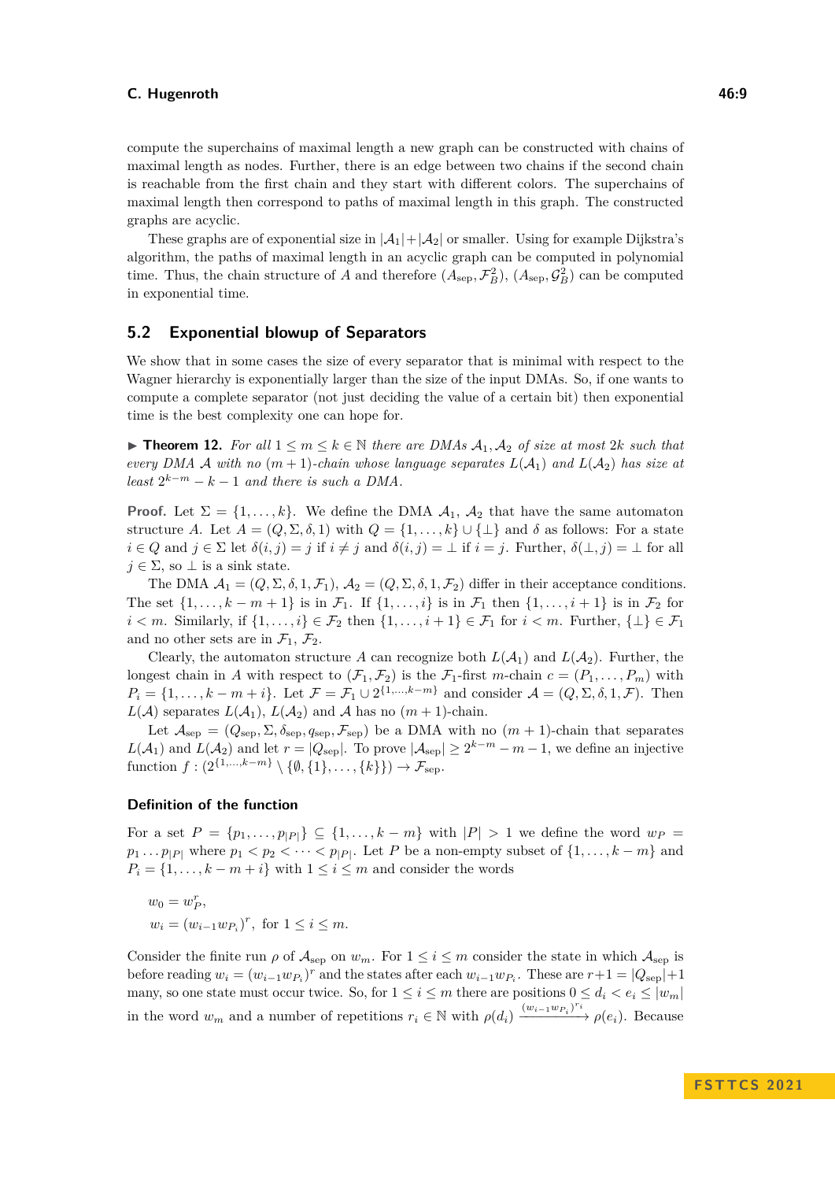compute the superchains of maximal length a new graph can be constructed with chains of maximal length as nodes. Further, there is an edge between two chains if the second chain is reachable from the first chain and they start with different colors. The superchains of maximal length then correspond to paths of maximal length in this graph. The constructed graphs are acyclic.

These graphs are of exponential size in $|\mathcal{A}_1|+|\mathcal{A}_2|$ or smaller. Using for example Dijkstra's algorithm, the paths of maximal length in an acyclic graph can be computed in polynomial time. Thus, the chain structure of $A$ and therefore $(A_{\text{sep}}, \mathcal{F}_B^2)$, $(A_{\text{sep}}, \mathcal{G}_B^2)$ can be computed in exponential time.

## 5.2 Exponential blowup of Separators

We show that in some cases the size of every separator that is minimal with respect to the Wagner hierarchy is exponentially larger than the size of the input DMAs. So, if one wants to compute a complete separator (not just deciding the value of a certain bit) then exponential time is the best complexity one can hope for.

▶ **Theorem 12.** *For all $1 \le m \le k \in \mathbb{N}$ there are DMAs $\mathcal{A}_1, \mathcal{A}_2$ of size at most $2k$ such that every DMA $\mathcal{A}$ with no $(m+1)$-chain whose language separates $L(\mathcal{A}_1)$ and $L(\mathcal{A}_2)$ has size at least $2^{k-m} - k - 1$ and there is such a DMA.*

**Proof.** Let $\Sigma = \{1, \dots, k\}$. We define the DMA $\mathcal{A}_1$, $\mathcal{A}_2$ that have the same automaton structure $A$. Let $A = (Q, \Sigma, \delta, 1)$ with $Q = \{1, \dots, k\} \cup \{\bot\}$ and $\delta$ as follows: For a state $i \in Q$ and $j \in \Sigma$ let $\delta(i,j) = j$ if $i \neq j$ and $\delta(i,j) = \bot$ if $i = j$. Further, $\delta(\bot, j) = \bot$ for all $j \in \Sigma$, so $\bot$ is a sink state.

The DMA $\mathcal{A}_1 = (Q, \Sigma, \delta, 1, \mathcal{F}_1)$, $\mathcal{A}_2 = (Q, \Sigma, \delta, 1, \mathcal{F}_2)$ differ in their acceptance conditions. The set $\{1, \dots, k-m+1\}$ is in $\mathcal{F}_1$. If $\{1, \dots, i\}$ is in $\mathcal{F}_1$ then $\{1, \dots, i+1\}$ is in $\mathcal{F}_2$ for $i < m$. Similarly, if $\{1, \dots, i\} \in \mathcal{F}_2$ then $\{1, \dots, i+1\} \in \mathcal{F}_1$ for $i < m$. Further, $\{\bot\} \in \mathcal{F}_1$ and no other sets are in $\mathcal{F}_1, \mathcal{F}_2$.

Clearly, the automaton structure $A$ can recognize both $L(\mathcal{A}_1)$ and $L(\mathcal{A}_2)$. Further, the longest chain in $A$ with respect to $(\mathcal{F}_1, \mathcal{F}_2)$ is the $\mathcal{F}_1$-first $m$-chain $c = (P_1, \dots, P_m)$ with $P_i = \{1, \dots, k-m+i\}$. Let $\mathcal{F} = \mathcal{F}_1 \cup 2^{\{1,\dots,k-m\}}$ and consider $\mathcal{A} = (Q, \Sigma, \delta, 1, \mathcal{F})$. Then $L(\mathcal{A})$ separates $L(\mathcal{A}_1)$, $L(\mathcal{A}_2)$ and $\mathcal{A}$ has no $(m+1)$-chain.

Let $\mathcal{A}_{\text{sep}} = (Q_{\text{sep}}, \Sigma, \delta_{\text{sep}}, q_{\text{sep}}, \mathcal{F}_{\text{sep}})$ be a DMA with no $(m+1)$-chain that separates $L(\mathcal{A}_1)$ and $L(\mathcal{A}_2)$ and let $r = |Q_{\text{sep}}|$. To prove $|\mathcal{A}_{\text{sep}}| \ge 2^{k-m} - m - 1$, we define an injective function $f : (2^{\{1,\dots,k-m\}} \setminus \{\emptyset, \{1\}, \dots, \{k\}\}) \to \mathcal{F}_{\text{sep}}$.

### Definition of the function

For a set $P = \{p_1, \dots, p_{|P|}\} \subseteq \{1, \dots, k-m\}$ with $|P| > 1$ we define the word $w_P = p_1 \dots p_{|P|}$ where $p_1 < p_2 < \dots < p_{|P|}$. Let $P$ be a non-empty subset of $\{1, \dots, k-m\}$ and $P_i = \{1, \dots, k-m+i\}$ with $1 \le i \le m$ and consider the words

$$w_0 = w_P^r,$$
$$w_i = (w_{i-1} w_{P_i})^r, \text{ for } 1 \le i \le m.$$

Consider the finite run $\rho$ of $\mathcal{A}_{\text{sep}}$ on $w_m$. For $1 \le i \le m$ consider the state in which $\mathcal{A}_{\text{sep}}$ is before reading $w_i = (w_{i-1} w_{P_i})^r$ and the states after each $w_{i-1} w_{P_i}$. These are $r+1 = |Q_{\text{sep}}|+1$ many, so one state must occur twice. So, for $1 \le i \le m$ there are positions $0 \le d_i < e_i \le |w_m|$ in the word $w_m$ and a number of repetitions $r_i \in \mathbb{N}$ with $\rho(d_i) \xrightarrow{(w_{i-1} w_{P_i})^{r_i}} \rho(e_i)$. Because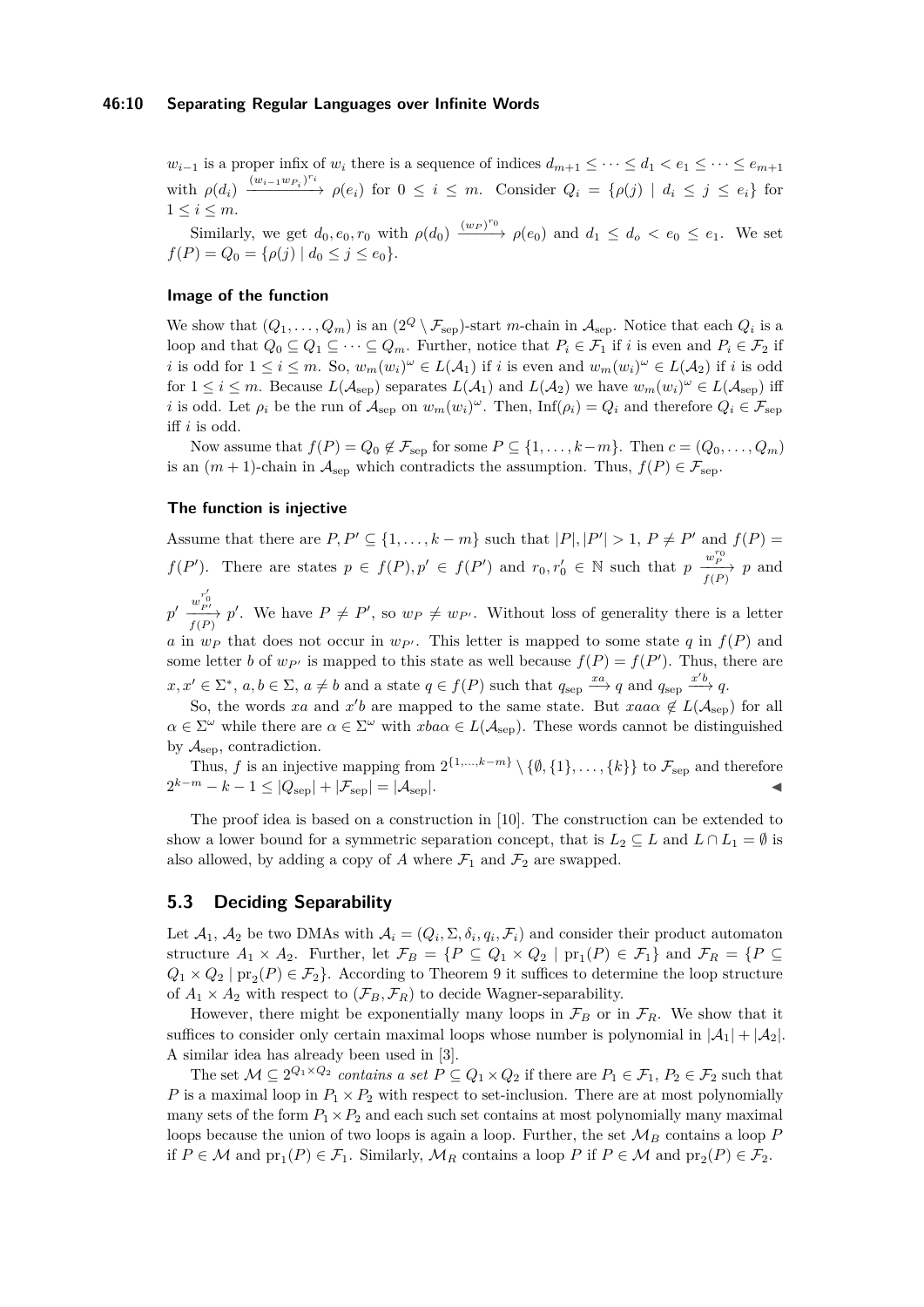$w_{i-1}$ is a proper infix of $w_i$ there is a sequence of indices $d_{m+1} \leq \cdots \leq d_1 < e_1 \leq \cdots \leq e_{m+1}$ with $\rho(d_i) \xrightarrow{(w_{i-1}w_{P_i})^{r_i}} \rho(e_i)$ for $0 \leq i \leq m$. Consider $Q_i = \{\rho(j) \mid d_i \leq j \leq e_i\}$ for $1 \leq i \leq m$.

Similarly, we get $d_0, e_0, r_0$ with $\rho(d_0) \xrightarrow{(w_P)^{r_0}} \rho(e_0)$ and $d_1 \leq d_o < e_0 \leq e_1$. We set $f(P) = Q_0 = \{\rho(j) \mid d_0 \leq j \leq e_0\}$.

#### Image of the function

We show that $(Q_1, \ldots, Q_m)$ is an $(2^Q \setminus \mathcal{F}_{\text{sep}})$-start $m$-chain in $\mathcal{A}_{\text{sep}}$. Notice that each $Q_i$ is a loop and that $Q_0 \subseteq Q_1 \subseteq \cdots \subseteq Q_m$. Further, notice that $P_i \in \mathcal{F}_1$ if $i$ is even and $P_i \in \mathcal{F}_2$ if $i$ is odd for $1 \leq i \leq m$. So, $w_m(w_i)^\omega \in L(\mathcal{A}_1)$ if $i$ is even and $w_m(w_i)^\omega \in L(\mathcal{A}_2)$ if $i$ is odd for $1 \leq i \leq m$. Because $L(\mathcal{A}_{\text{sep}})$ separates $L(\mathcal{A}_1)$ and $L(\mathcal{A}_2)$ we have $w_m(w_i)^\omega \in L(\mathcal{A}_{\text{sep}})$ iff $i$ is odd. Let $\rho_i$ be the run of $\mathcal{A}_{\text{sep}}$ on $w_m(w_i)^\omega$. Then, $\text{Inf}(\rho_i) = Q_i$ and therefore $Q_i \in \mathcal{F}_{\text{sep}}$ iff $i$ is odd.

Now assume that $f(P) = Q_0 \notin \mathcal{F}_{\text{sep}}$ for some $P \subseteq \{1, \ldots, k-m\}$. Then $c = (Q_0, \ldots, Q_m)$ is an $(m+1)$-chain in $\mathcal{A}_{\text{sep}}$ which contradicts the assumption. Thus, $f(P) \in \mathcal{F}_{\text{sep}}$.

#### The function is injective

Assume that there are $P, P' \subseteq \{1, \ldots, k-m\}$ such that $|P|, |P'| > 1$, $P \neq P'$ and $f(P) = f(P')$. There are states $p \in f(P), p' \in f(P')$ and $r_0, r_0' \in \mathbb{N}$ such that $p \xrightarrow[f(P)]{w_P^{r_0}} p$ and $p' \xrightarrow[f(P)]{w_{P'}^{r_0'}} p'$. We have $P \neq P'$, so $w_P \neq w_{P'}$. Without loss of generality there is a letter $a$ in $w_P$ that does not occur in $w_{P'}$. This letter is mapped to some state $q$ in $f(P)$ and some letter $b$ of $w_{P'}$ is mapped to this state as well because $f(P) = f(P')$. Thus, there are $x, x' \in \Sigma^*$, $a, b \in \Sigma$, $a \neq b$ and a state $q \in f(P)$ such that $q_{\text{sep}} \xrightarrow{xa} q$ and $q_{\text{sep}} \xrightarrow{x'b} q$.

So, the words $xa$ and $x'b$ are mapped to the same state. But $xaa\alpha \notin L(\mathcal{A}_{\text{sep}})$ for all $\alpha \in \Sigma^\omega$ while there are $\alpha \in \Sigma^\omega$ with $xba\alpha \in L(\mathcal{A}_{\text{sep}})$. These words cannot be distinguished by $\mathcal{A}_{\text{sep}}$, contradiction.

Thus, $f$ is an injective mapping from $2^{\{1,\ldots,k-m\}} \setminus \{\emptyset, \{1\}, \ldots, \{k\}\}$ to $\mathcal{F}_{\text{sep}}$ and therefore $2^{k-m} - k - 1 \leq |Q_{\text{sep}}| + |\mathcal{F}_{\text{sep}}| = |\mathcal{A}_{\text{sep}}|$. ◀

The proof idea is based on a construction in [10]. The construction can be extended to show a lower bound for a symmetric separation concept, that is $L_2 \subseteq L$ and $L \cap L_1 = \emptyset$ is also allowed, by adding a copy of $A$ where $\mathcal{F}_1$ and $\mathcal{F}_2$ are swapped.

## 5.3 Deciding Separability

Let $\mathcal{A}_1$, $\mathcal{A}_2$ be two DMAs with $\mathcal{A}_i = (Q_i, \Sigma, \delta_i, q_i, \mathcal{F}_i)$ and consider their product automaton structure $A_1 \times A_2$. Further, let $\mathcal{F}_B = \{P \subseteq Q_1 \times Q_2 \mid \text{pr}_1(P) \in \mathcal{F}_1\}$ and $\mathcal{F}_R = \{P \subseteq Q_1 \times Q_2 \mid \text{pr}_2(P) \in \mathcal{F}_2\}$. According to Theorem 9 it suffices to determine the loop structure of $A_1 \times A_2$ with respect to $(\mathcal{F}_B, \mathcal{F}_R)$ to decide Wagner-separability.

However, there might be exponentially many loops in $\mathcal{F}_B$ or in $\mathcal{F}_R$. We show that it suffices to consider only certain maximal loops whose number is polynomial in $|\mathcal{A}_1| + |\mathcal{A}_2|$. A similar idea has already been used in [3].

The set $\mathcal{M} \subseteq 2^{Q_1 \times Q_2}$ *contains a set* $P \subseteq Q_1 \times Q_2$ if there are $P_1 \in \mathcal{F}_1$, $P_2 \in \mathcal{F}_2$ such that $P$ is a maximal loop in $P_1 \times P_2$ with respect to set-inclusion. There are at most polynomially many sets of the form $P_1 \times P_2$ and each such set contains at most polynomially many maximal loops because the union of two loops is again a loop. Further, the set $\mathcal{M}_B$ contains a loop $P$ if $P \in \mathcal{M}$ and $\text{pr}_1(P) \in \mathcal{F}_1$. Similarly, $\mathcal{M}_R$ contains a loop $P$ if $P \in \mathcal{M}$ and $\text{pr}_2(P) \in \mathcal{F}_2$.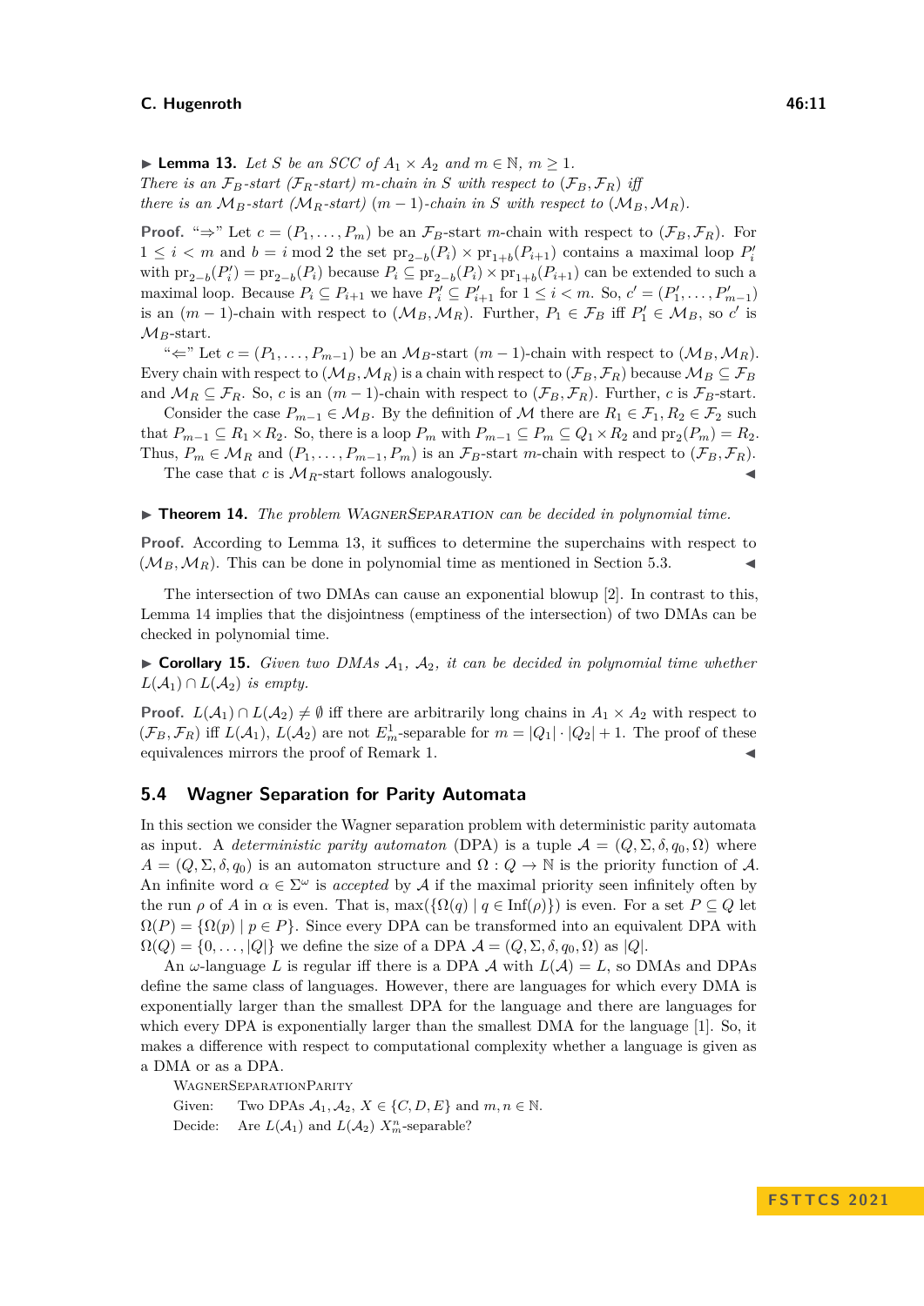▶ **Lemma 13.** *Let $S$ be an SCC of $\mathcal{A}_1 \times \mathcal{A}_2$ and $m \in \mathbb{N}$, $m \geq 1$. There is an $\mathcal{F}_B$-start ($\mathcal{F}_R$-start) $m$-chain in $S$ with respect to $(\mathcal{F}_B, \mathcal{F}_R)$ iff there is an $\mathcal{M}_B$-start ($\mathcal{M}_R$-start) $(m-1)$-chain in $S$ with respect to $(\mathcal{M}_B, \mathcal{M}_R)$.*

**Proof.** "⇒" Let $c = (P_1, \dots, P_m)$ be an $\mathcal{F}_B$-start $m$-chain with respect to $(\mathcal{F}_B, \mathcal{F}_R)$. For $1 \leq i < m$ and $b = i \bmod 2$ the set $\mathrm{pr}_{2-b}(P_i) \times \mathrm{pr}_{1+b}(P_{i+1})$ contains a maximal loop $P'_i$ with $\mathrm{pr}_{2-b}(P'_i) = \mathrm{pr}_{2-b}(P_i)$ because $P_i \subseteq \mathrm{pr}_{2-b}(P_i) \times \mathrm{pr}_{1+b}(P_{i+1})$ can be extended to such a maximal loop. Because $P_i \subseteq P_{i+1}$ we have $P'_i \subseteq P'_{i+1}$ for $1 \leq i < m$. So, $c' = (P'_1, \dots, P'_{m-1})$ is an $(m-1)$-chain with respect to $(\mathcal{M}_B, \mathcal{M}_R)$. Further, $P_1 \in \mathcal{F}_B$ iff $P'_1 \in \mathcal{M}_B$, so $c'$ is $\mathcal{M}_B$-start.

"⇐" Let $c = (P_1, \dots, P_{m-1})$ be an $\mathcal{M}_B$-start $(m-1)$-chain with respect to $(\mathcal{M}_B, \mathcal{M}_R)$. Every chain with respect to $(\mathcal{M}_B, \mathcal{M}_R)$ is a chain with respect to $(\mathcal{F}_B, \mathcal{F}_R)$ because $\mathcal{M}_B \subseteq \mathcal{F}_B$ and $\mathcal{M}_R \subseteq \mathcal{F}_R$. So, $c$ is an $(m-1)$-chain with respect to $(\mathcal{F}_B, \mathcal{F}_R)$. Further, $c$ is $\mathcal{F}_B$-start.

Consider the case $P_{m-1} \in \mathcal{M}_B$. By the definition of $\mathcal{M}$ there are $R_1 \in \mathcal{F}_1, R_2 \in \mathcal{F}_2$ such that $P_{m-1} \subseteq R_1 \times R_2$. So, there is a loop $P_m$ with $P_{m-1} \subseteq P_m \subseteq Q_1 \times R_2$ and $\mathrm{pr}_2(P_m) = R_2$. Thus, $P_m \in \mathcal{M}_R$ and $(P_1, \dots, P_{m-1}, P_m)$ is an $\mathcal{F}_B$-start $m$-chain with respect to $(\mathcal{F}_B, \mathcal{F}_R)$.

The case that $c$ is $\mathcal{M}_R$-start follows analogously. ◀

▶ **Theorem 14.** *The problem* WagnerSeparation *can be decided in polynomial time.*

**Proof.** According to Lemma 13, it suffices to determine the superchains with respect to $(\mathcal{M}_B, \mathcal{M}_R)$. This can be done in polynomial time as mentioned in Section 5.3. ◀

The intersection of two DMAs can cause an exponential blowup [2]. In contrast to this, Lemma 14 implies that the disjointness (emptiness of the intersection) of two DMAs can be checked in polynomial time.

▶ **Corollary 15.** *Given two DMAs $\mathcal{A}_1$, $\mathcal{A}_2$, it can be decided in polynomial time whether $L(\mathcal{A}_1) \cap L(\mathcal{A}_2)$ is empty.*

**Proof.** $L(\mathcal{A}_1) \cap L(\mathcal{A}_2) \neq \emptyset$ iff there are arbitrarily long chains in $A_1 \times A_2$ with respect to $(\mathcal{F}_B, \mathcal{F}_R)$ iff $L(\mathcal{A}_1)$, $L(\mathcal{A}_2)$ are not $E^1_m$-separable for $m = |Q_1| \cdot |Q_2| + 1$. The proof of these equivalences mirrors the proof of Remark 1. ◀

## 5.4 Wagner Separation for Parity Automata

In this section we consider the Wagner separation problem with deterministic parity automata as input. A *deterministic parity automaton* (DPA) is a tuple $\mathcal{A} = (Q, \Sigma, \delta, q_0, \Omega)$ where $A = (Q, \Sigma, \delta, q_0)$ is an automaton structure and $\Omega : Q \to \mathbb{N}$ is the priority function of $\mathcal{A}$. An infinite word $\alpha \in \Sigma^\omega$ is *accepted* by $\mathcal{A}$ if the maximal priority seen infinitely often by the run $\rho$ of $A$ in $\alpha$ is even. That is, $\max(\{\Omega(q) \mid q \in \mathrm{Inf}(\rho)\})$ is even. For a set $P \subseteq Q$ let $\Omega(P) = \{\Omega(p) \mid p \in P\}$. Since every DPA can be transformed into an equivalent DPA with $\Omega(Q) = \{0, \dots, |Q|\}$ we define the size of a DPA $\mathcal{A} = (Q, \Sigma, \delta, q_0, \Omega)$ as $|Q|$.

An $\omega$-language $L$ is regular iff there is a DPA $\mathcal{A}$ with $L(\mathcal{A}) = L$, so DMAs and DPAs define the same class of languages. However, there are languages for which every DMA is exponentially larger than the smallest DPA for the language and there are languages for which every DPA is exponentially larger than the smallest DMA for the language [1]. So, it makes a difference with respect to computational complexity whether a language is given as a DMA or as a DPA.

WagnerSeparationParity
Given: Two DPAs $\mathcal{A}_1, \mathcal{A}_2$, $X \in \{C, D, E\}$ and $m, n \in \mathbb{N}$.
Decide: Are $L(\mathcal{A}_1)$ and $L(\mathcal{A}_2)$ $X^n_m$-separable?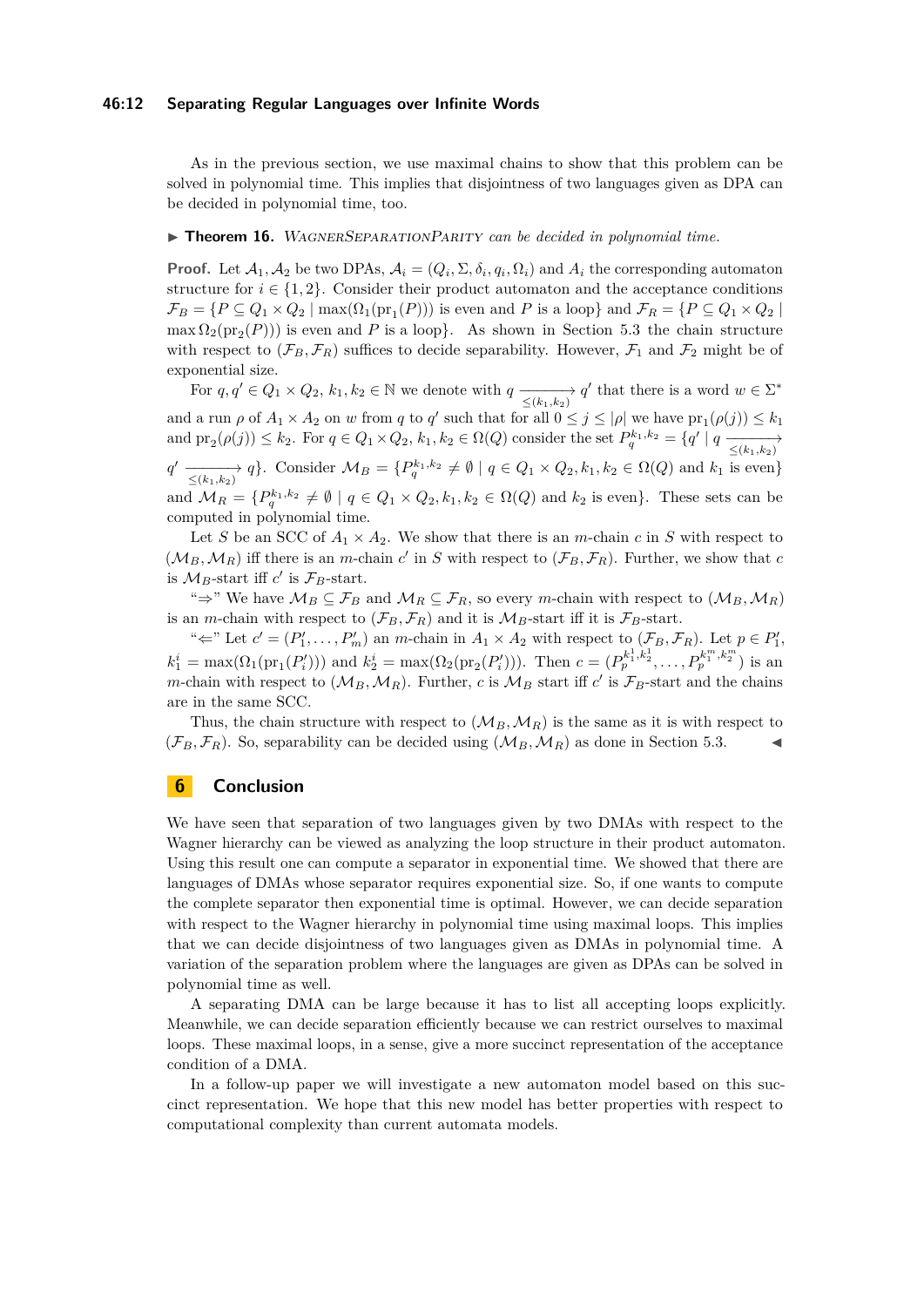As in the previous section, we use maximal chains to show that this problem can be solved in polynomial time. This implies that disjointness of two languages given as DPA can be decided in polynomial time, too.

▶ **Theorem 16.** *WagnerSeparationParity can be decided in polynomial time.*

**Proof.** Let $\mathcal{A}_1, \mathcal{A}_2$ be two DPAs, $\mathcal{A}_i = (Q_i, \Sigma, \delta_i, q_i, \Omega_i)$ and $A_i$ the corresponding automaton structure for $i \in \{1, 2\}$. Consider their product automaton and the acceptance conditions $\mathcal{F}_B = \{P \subseteq Q_1 \times Q_2 \mid \max(\Omega_1(\text{pr}_1(P)))$ is even and $P$ is a loop$\}$ and $\mathcal{F}_R = \{P \subseteq Q_1 \times Q_2 \mid \max \Omega_2(\text{pr}_2(P)))$ is even and $P$ is a loop$\}$. As shown in Section 5.3 the chain structure with respect to $(\mathcal{F}_B, \mathcal{F}_R)$ suffices to decide separability. However, $\mathcal{F}_1$ and $\mathcal{F}_2$ might be of exponential size.

For $q, q' \in Q_1 \times Q_2$, $k_1, k_2 \in \mathbb{N}$ we denote with $q \xrightarrow[\le(k_1,k_2)]{} q'$ that there is a word $w \in \Sigma^*$ and a run $\rho$ of $A_1 \times A_2$ on $w$ from $q$ to $q'$ such that for all $0 \le j \le |\rho|$ we have $\text{pr}_1(\rho(j)) \le k_1$ and $\text{pr}_2(\rho(j)) \le k_2$. For $q \in Q_1 \times Q_2$, $k_1, k_2 \in \Omega(Q)$ consider the set $P_q^{k_1,k_2} = \{q' \mid q \xrightarrow[\le(k_1,k_2)]{} q' \xrightarrow[\le(k_1,k_2)]{} q\}$. Consider $\mathcal{M}_B = \{P_q^{k_1,k_2} \ne \emptyset \mid q \in Q_1 \times Q_2, k_1, k_2 \in \Omega(Q)$ and $k_1$ is even$\}$ and $\mathcal{M}_R = \{P_q^{k_1,k_2} \ne \emptyset \mid q \in Q_1 \times Q_2, k_1, k_2 \in \Omega(Q)$ and $k_2$ is even$\}$. These sets can be computed in polynomial time.

Let $S$ be an SCC of $A_1 \times A_2$. We show that there is an $m$-chain $c$ in $S$ with respect to $(\mathcal{M}_B, \mathcal{M}_R)$ iff there is an $m$-chain $c'$ in $S$ with respect to $(\mathcal{F}_B, \mathcal{F}_R)$. Further, we show that $c$ is $\mathcal{M}_B$-start iff $c'$ is $\mathcal{F}_B$-start.

"⇒" We have $\mathcal{M}_B \subseteq \mathcal{F}_B$ and $\mathcal{M}_R \subseteq \mathcal{F}_R$, so every $m$-chain with respect to $(\mathcal{M}_B, \mathcal{M}_R)$ is an $m$-chain with respect to $(\mathcal{F}_B, \mathcal{F}_R)$ and it is $\mathcal{M}_B$-start iff it is $\mathcal{F}_B$-start.

"⇐" Let $c' = (P'_1, \ldots, P'_m)$ an $m$-chain in $A_1 \times A_2$ with respect to $(\mathcal{F}_B, \mathcal{F}_R)$. Let $p \in P'_1$, $k_1^i = \max(\Omega_1(\text{pr}_1(P'_i)))$ and $k_2^i = \max(\Omega_2(\text{pr}_2(P'_i)))$. Then $c = (P_p^{k_1^1,k_2^1}, \ldots, P_p^{k_1^m,k_2^m})$ is an $m$-chain with respect to $(\mathcal{M}_B, \mathcal{M}_R)$. Further, $c$ is $\mathcal{M}_B$ start iff $c'$ is $\mathcal{F}_B$-start and the chains are in the same SCC.

Thus, the chain structure with respect to $(\mathcal{M}_B, \mathcal{M}_R)$ is the same as it is with respect to $(\mathcal{F}_B, \mathcal{F}_R)$. So, separability can be decided using $(\mathcal{M}_B, \mathcal{M}_R)$ as done in Section 5.3. ◀

## 6 Conclusion

We have seen that separation of two languages given by two DMAs with respect to the Wagner hierarchy can be viewed as analyzing the loop structure in their product automaton. Using this result one can compute a separator in exponential time. We showed that there are languages of DMAs whose separator requires exponential size. So, if one wants to compute the complete separator then exponential time is optimal. However, we can decide separation with respect to the Wagner hierarchy in polynomial time using maximal loops. This implies that we can decide disjointness of two languages given as DMAs in polynomial time. A variation of the separation problem where the languages are given as DPAs can be solved in polynomial time as well.

A separating DMA can be large because it has to list all accepting loops explicitly. Meanwhile, we can decide separation efficiently because we can restrict ourselves to maximal loops. These maximal loops, in a sense, give a more succinct representation of the acceptance condition of a DMA.

In a follow-up paper we will investigate a new automaton model based on this succinct representation. We hope that this new model has better properties with respect to computational complexity than current automata models.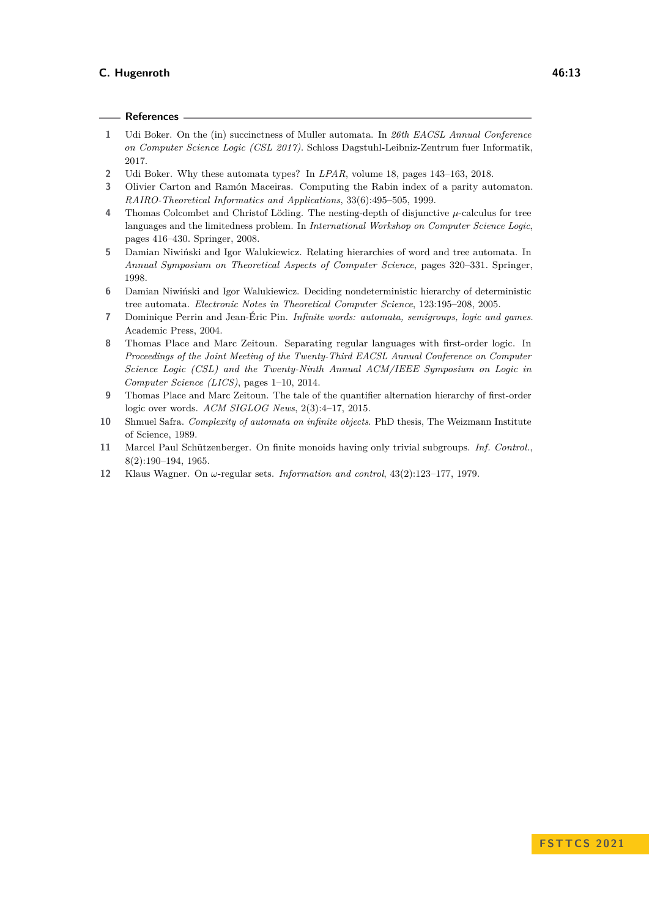## References

1. Udi Boker. On the (in) succinctness of Muller automata. In *26th EACSL Annual Conference on Computer Science Logic (CSL 2017)*. Schloss Dagstuhl-Leibniz-Zentrum fuer Informatik, 2017.
2. Udi Boker. Why these automata types? In *LPAR*, volume 18, pages 143–163, 2018.
3. Olivier Carton and Ramón Maceiras. Computing the Rabin index of a parity automaton. *RAIRO-Theoretical Informatics and Applications*, 33(6):495–505, 1999.
4. Thomas Colcombet and Christof Löding. The nesting-depth of disjunctive $\mu$-calculus for tree languages and the limitedness problem. In *International Workshop on Computer Science Logic*, pages 416–430. Springer, 2008.
5. Damian Niwiński and Igor Walukiewicz. Relating hierarchies of word and tree automata. In *Annual Symposium on Theoretical Aspects of Computer Science*, pages 320–331. Springer, 1998.
6. Damian Niwiński and Igor Walukiewicz. Deciding nondeterministic hierarchy of deterministic tree automata. *Electronic Notes in Theoretical Computer Science*, 123:195–208, 2005.
7. Dominique Perrin and Jean-Éric Pin. *Infinite words: automata, semigroups, logic and games*. Academic Press, 2004.
8. Thomas Place and Marc Zeitoun. Separating regular languages with first-order logic. In *Proceedings of the Joint Meeting of the Twenty-Third EACSL Annual Conference on Computer Science Logic (CSL) and the Twenty-Ninth Annual ACM/IEEE Symposium on Logic in Computer Science (LICS)*, pages 1–10, 2014.
9. Thomas Place and Marc Zeitoun. The tale of the quantifier alternation hierarchy of first-order logic over words. *ACM SIGLOG News*, 2(3):4–17, 2015.
10. Shmuel Safra. *Complexity of automata on infinite objects*. PhD thesis, The Weizmann Institute of Science, 1989.
11. Marcel Paul Schützenberger. On finite monoids having only trivial subgroups. *Inf. Control.*, 8(2):190–194, 1965.
12. Klaus Wagner. On $\omega$-regular sets. *Information and control*, 43(2):123–177, 1979.